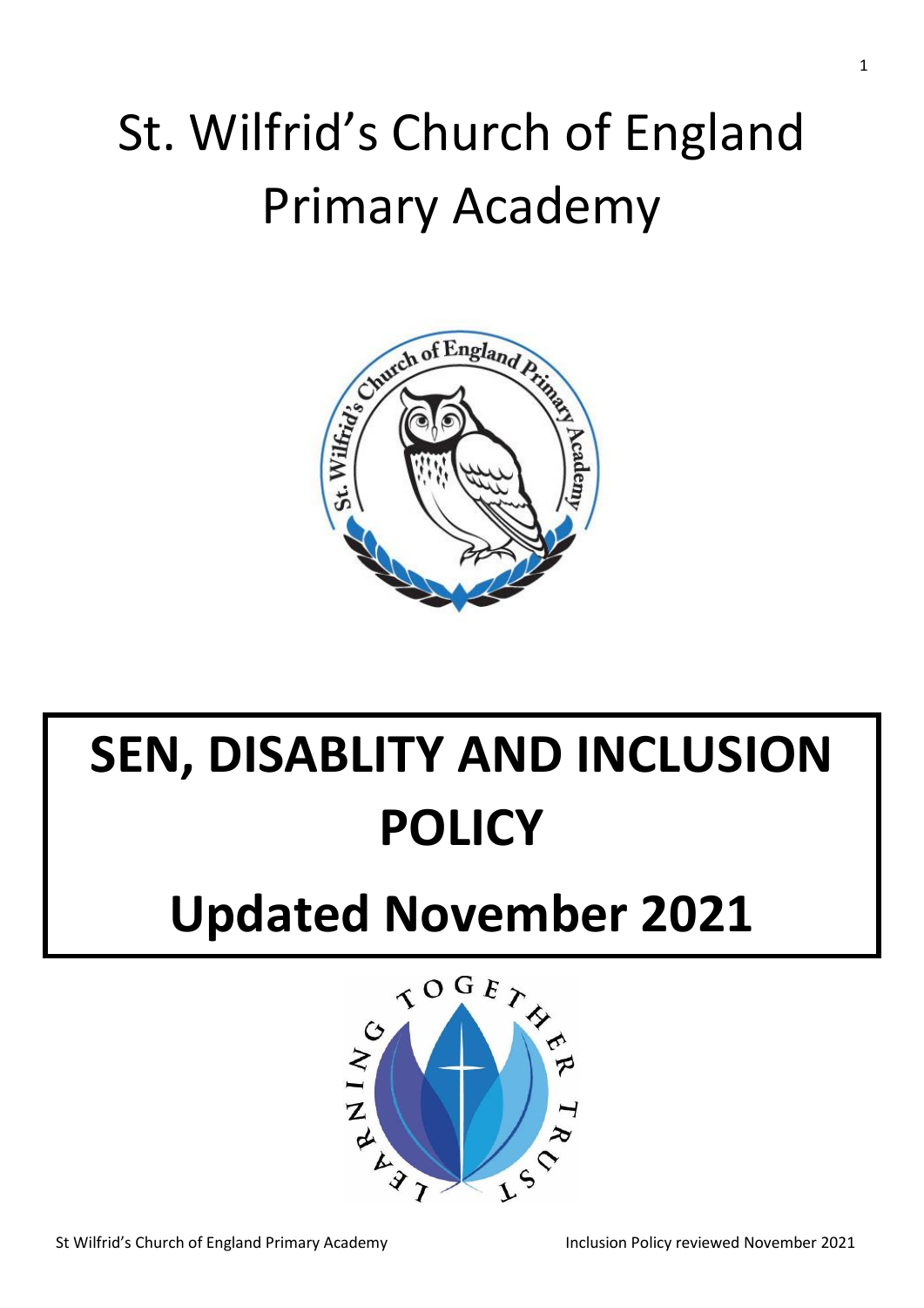# St. Wilfrid's Church of England Primary Academy

# SEN, DISABLITY AND INCLUSION POLICY

# Updated November 2021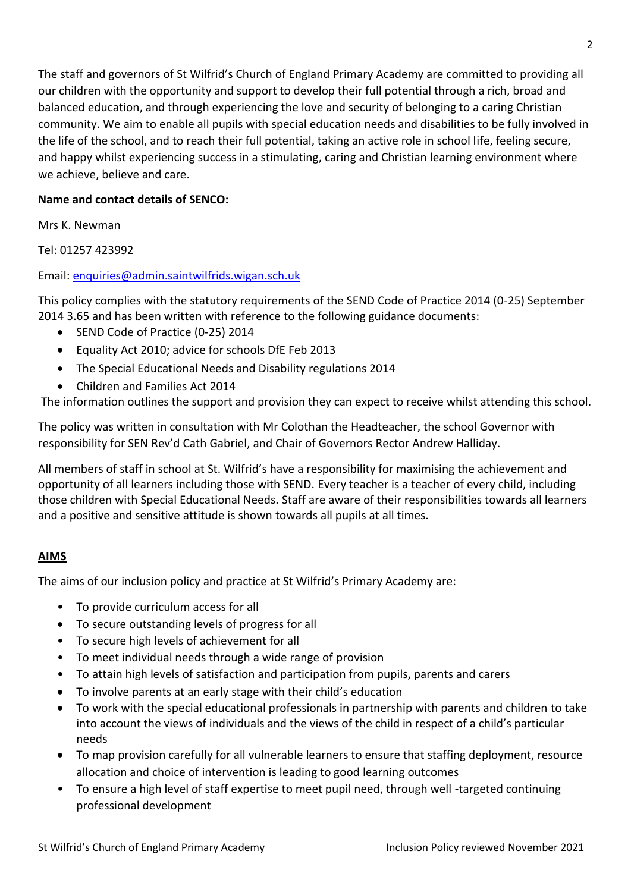The staff and governors of St Wilfrid's Church of England Primary Academy are committed to providing all our children with the opportunity and support to develop their full potential through a rich, broad and balanced education, and through experiencing the love and security of belonging to a caring Christian community. We aim to enable all pupils with special education needs and disabilities to be fully involved in the life of the school, and to reach their full potential, taking an active role in school life, feeling secure, and happy whilst experiencing success in a stimulating, caring and Christian learning environment where we achieve, believe and care.

**Name and contact details of SENCO:**

Mrs K. Newman

Tel: 01257 423992

Email: enquiries@admin.saintwilfrids.wigan.sch.uk

This policy complies with the statutory requirements of the SEND Code of Practice 2014 (0-25) September 2014 3.65 and has been written with reference to the following guidance documents:

- SEND Code of Practice (0-25) 2014
- Equality Act 2010; advice for schools DfE Feb 2013
- The Special Educational Needs and Disability regulations 2014
- Children and Families Act 2014

The information outlines the support and provision they can expect to receive whilst attending this school.

The policy was written in consultation with Mr Colothan the Headteacher, the school Governor with responsibility for SEN Rev'd Cath Gabriel, and Chair of Governors Rector Andrew Halliday.

All members of staff in school at St. Wilfrid's have a responsibility for maximising the achievement and opportunity of all learners including those with SEND. Every teacher is a teacher of every child, including those children with Special Educational Needs. Staff are aware of their responsibilities towards all learners and a positive and sensitive attitude is shown towards all pupils at all times.

## AIMS

The aims of our inclusion policy and practice at St Wilfrid's Primary Academy are:

- To provide curriculum access for all
- To secure outstanding levels of progress for all
- To secure high levels of achievement for all
- To meet individual needs through a wide range of provision
- To attain high levels of satisfaction and participation from pupils, parents and carers
- To involve parents at an early stage with their child's education
- To work with the special educational professionals in partnership with parents and children to take into account the views of individuals and the views of the child in respect of a child's particular needs
- To map provision carefully for all vulnerable learners to ensure that staffing deployment, resource allocation and choice of intervention is leading to good learning outcomes
- To ensure a high level of staff expertise to meet pupil need, through well -targeted continuing professional development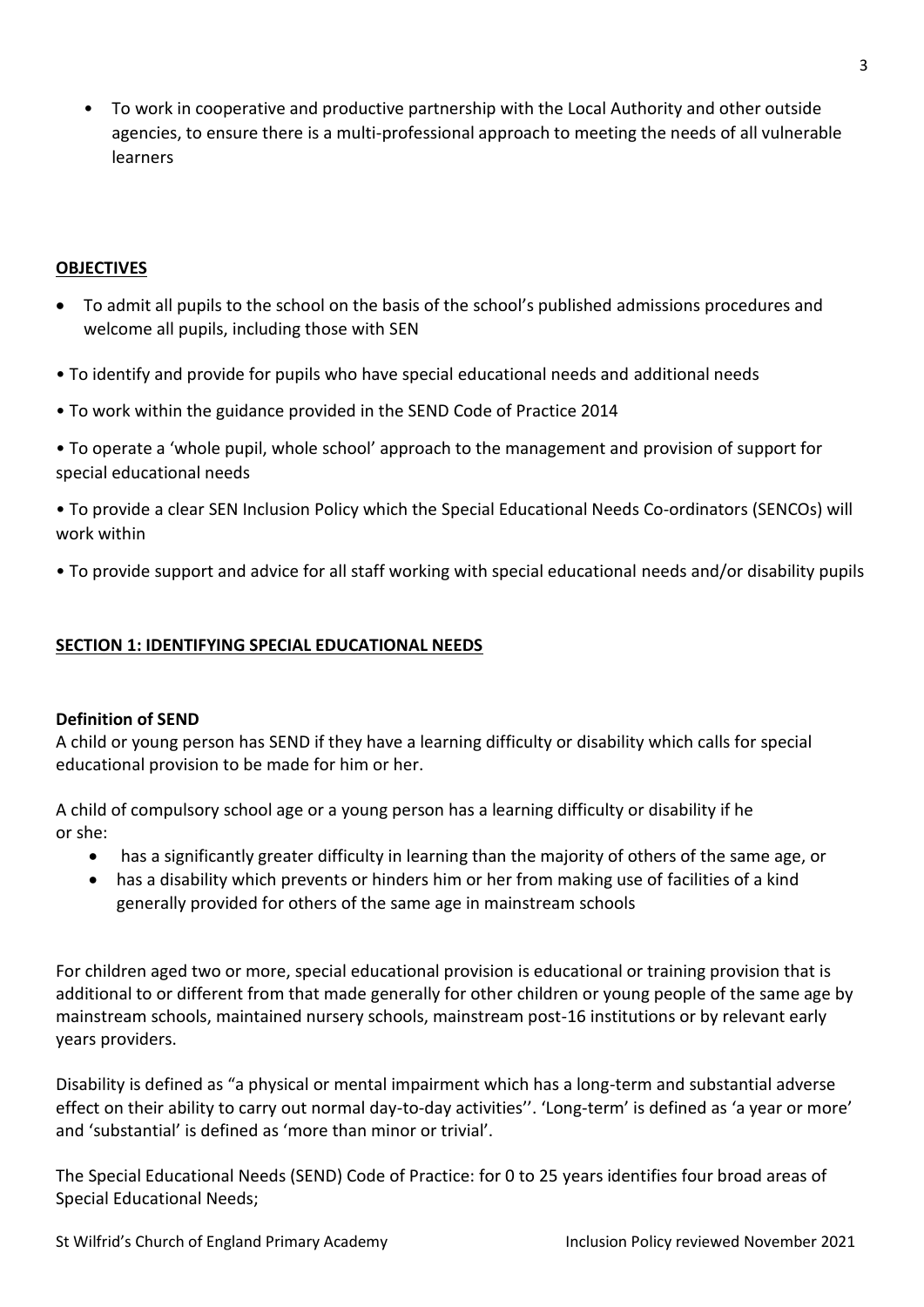- To work in cooperative and productive partnership with the Local Authority and other outside agencies, to ensure there is a multi-professional approach to meeting the needs of all vulnerable learners

## **OBJECTIVES**

- To admit all pupils to the school on the basis of the school's published admissions procedures and welcome all pupils, including those with SEN
- To identify and provide for pupils who have special educational needs and additional needs
- To work within the guidance provided in the SEND Code of Practice 2014
- To operate a 'whole pupil, whole school' approach to the management and provision of support for special educational needs
- To provide a clear SEN Inclusion Policy which the Special Educational Needs Co-ordinators (SENCOs) will work within
- To provide support and advice for all staff working with special educational needs and/or disability pupils

## **SECTION 1: IDENTIFYING SPECIAL EDUCATIONAL NEEDS**

### **Definition of SEND**

A child or young person has SEND if they have a learning difficulty or disability which calls for special educational provision to be made for him or her.

A child of compulsory school age or a young person has a learning difficulty or disability if he or she:

- has a significantly greater difficulty in learning than the majority of others of the same age, or
- has a disability which prevents or hinders him or her from making use of facilities of a kind generally provided for others of the same age in mainstream schools

For children aged two or more, special educational provision is educational or training provision that is additional to or different from that made generally for other children or young people of the same age by mainstream schools, maintained nursery schools, mainstream post-16 institutions or by relevant early years providers.

Disability is defined as "a physical or mental impairment which has a long-term and substantial adverse effect on their ability to carry out normal day-to-day activities''. 'Long-term' is defined as 'a year or more' and 'substantial' is defined as 'more than minor or trivial'.

The Special Educational Needs (SEND) Code of Practice: for 0 to 25 years identifies four broad areas of Special Educational Needs;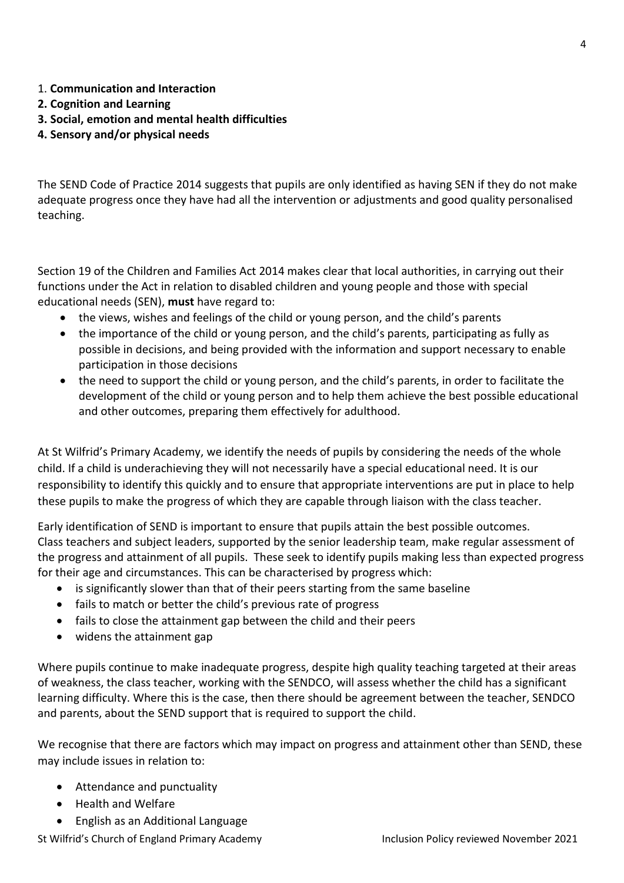1. **Communication and Interaction**
2. **Cognition and Learning**
3. **Social, emotion and mental health difficulties**
4. **Sensory and/or physical needs**

The SEND Code of Practice 2014 suggests that pupils are only identified as having SEN if they do not make adequate progress once they have had all the intervention or adjustments and good quality personalised teaching.

Section 19 of the Children and Families Act 2014 makes clear that local authorities, in carrying out their functions under the Act in relation to disabled children and young people and those with special educational needs (SEN), **must** have regard to:

- the views, wishes and feelings of the child or young person, and the child's parents
- the importance of the child or young person, and the child's parents, participating as fully as possible in decisions, and being provided with the information and support necessary to enable participation in those decisions
- the need to support the child or young person, and the child's parents, in order to facilitate the development of the child or young person and to help them achieve the best possible educational and other outcomes, preparing them effectively for adulthood.

At St Wilfrid's Primary Academy, we identify the needs of pupils by considering the needs of the whole child. If a child is underachieving they will not necessarily have a special educational need. It is our responsibility to identify this quickly and to ensure that appropriate interventions are put in place to help these pupils to make the progress of which they are capable through liaison with the class teacher.

Early identification of SEND is important to ensure that pupils attain the best possible outcomes. Class teachers and subject leaders, supported by the senior leadership team, make regular assessment of the progress and attainment of all pupils. These seek to identify pupils making less than expected progress for their age and circumstances. This can be characterised by progress which:

- is significantly slower than that of their peers starting from the same baseline
- fails to match or better the child's previous rate of progress
- fails to close the attainment gap between the child and their peers
- widens the attainment gap

Where pupils continue to make inadequate progress, despite high quality teaching targeted at their areas of weakness, the class teacher, working with the SENDCO, will assess whether the child has a significant learning difficulty. Where this is the case, then there should be agreement between the teacher, SENDCO and parents, about the SEND support that is required to support the child.

We recognise that there are factors which may impact on progress and attainment other than SEND, these may include issues in relation to:

- Attendance and punctuality
- Health and Welfare
- English as an Additional Language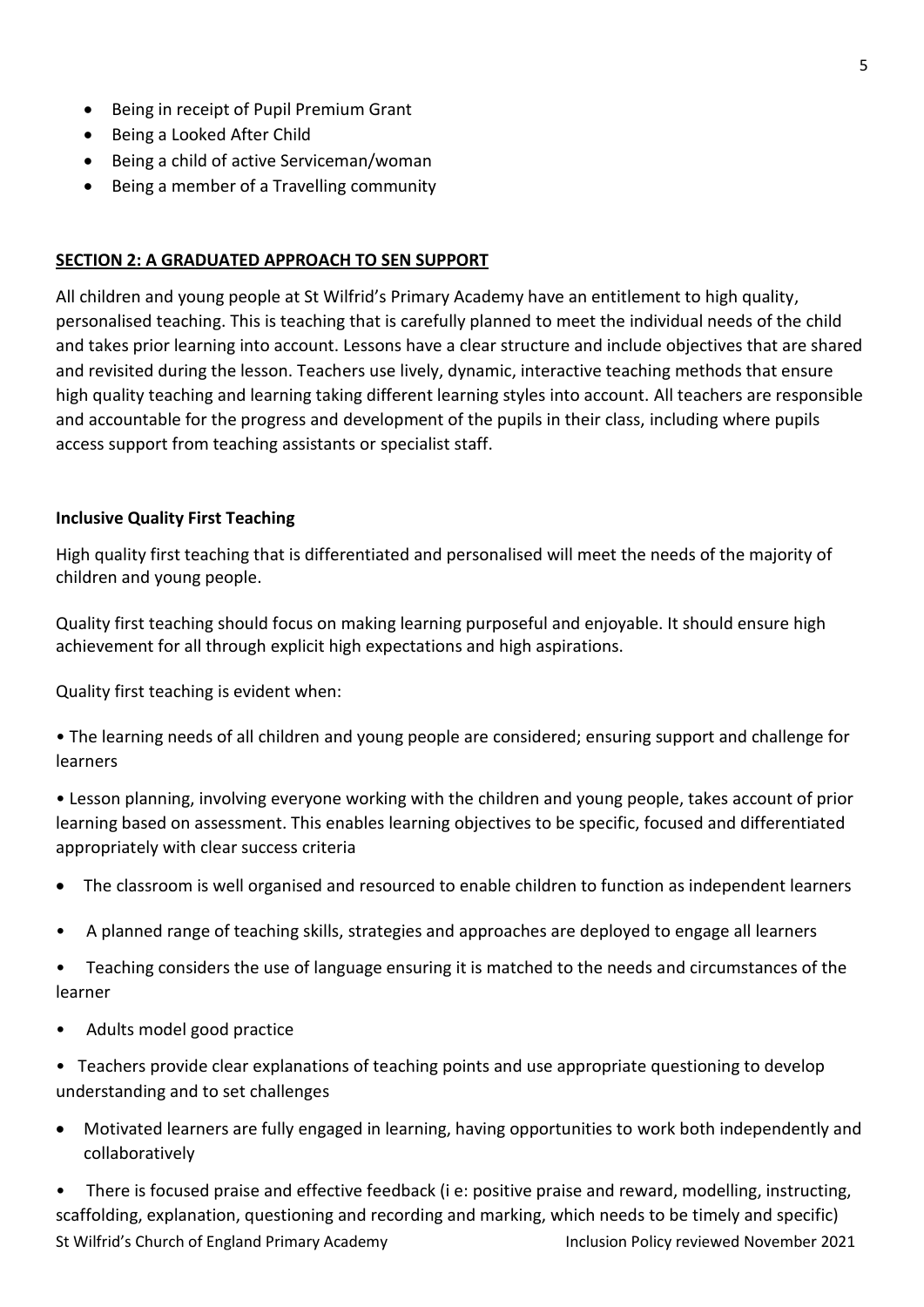- Being in receipt of Pupil Premium Grant
- Being a Looked After Child
- Being a child of active Serviceman/woman
- Being a member of a Travelling community

## **SECTION 2: A GRADUATED APPROACH TO SEN SUPPORT**

All children and young people at St Wilfrid's Primary Academy have an entitlement to high quality, personalised teaching. This is teaching that is carefully planned to meet the individual needs of the child and takes prior learning into account. Lessons have a clear structure and include objectives that are shared and revisited during the lesson. Teachers use lively, dynamic, interactive teaching methods that ensure high quality teaching and learning taking different learning styles into account. All teachers are responsible and accountable for the progress and development of the pupils in their class, including where pupils access support from teaching assistants or specialist staff.

### **Inclusive Quality First Teaching**

High quality first teaching that is differentiated and personalised will meet the needs of the majority of children and young people.

Quality first teaching should focus on making learning purposeful and enjoyable. It should ensure high achievement for all through explicit high expectations and high aspirations.

Quality first teaching is evident when:

- The learning needs of all children and young people are considered; ensuring support and challenge for learners
- Lesson planning, involving everyone working with the children and young people, takes account of prior learning based on assessment. This enables learning objectives to be specific, focused and differentiated appropriately with clear success criteria
- The classroom is well organised and resourced to enable children to function as independent learners
- A planned range of teaching skills, strategies and approaches are deployed to engage all learners
- Teaching considers the use of language ensuring it is matched to the needs and circumstances of the learner
- Adults model good practice
- Teachers provide clear explanations of teaching points and use appropriate questioning to develop understanding and to set challenges
- Motivated learners are fully engaged in learning, having opportunities to work both independently and collaboratively
- There is focused praise and effective feedback (i e: positive praise and reward, modelling, instructing, scaffolding, explanation, questioning and recording and marking, which needs to be timely and specific)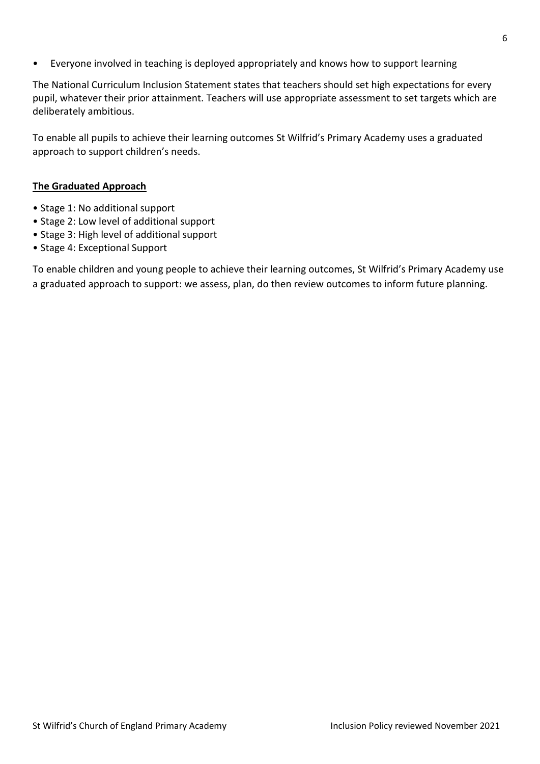- Everyone involved in teaching is deployed appropriately and knows how to support learning

The National Curriculum Inclusion Statement states that teachers should set high expectations for every pupil, whatever their prior attainment. Teachers will use appropriate assessment to set targets which are deliberately ambitious.

To enable all pupils to achieve their learning outcomes St Wilfrid's Primary Academy uses a graduated approach to support children's needs.

**The Graduated Approach**

- Stage 1: No additional support
- Stage 2: Low level of additional support
- Stage 3: High level of additional support
- Stage 4: Exceptional Support

To enable children and young people to achieve their learning outcomes, St Wilfrid's Primary Academy use a graduated approach to support: we assess, plan, do then review outcomes to inform future planning.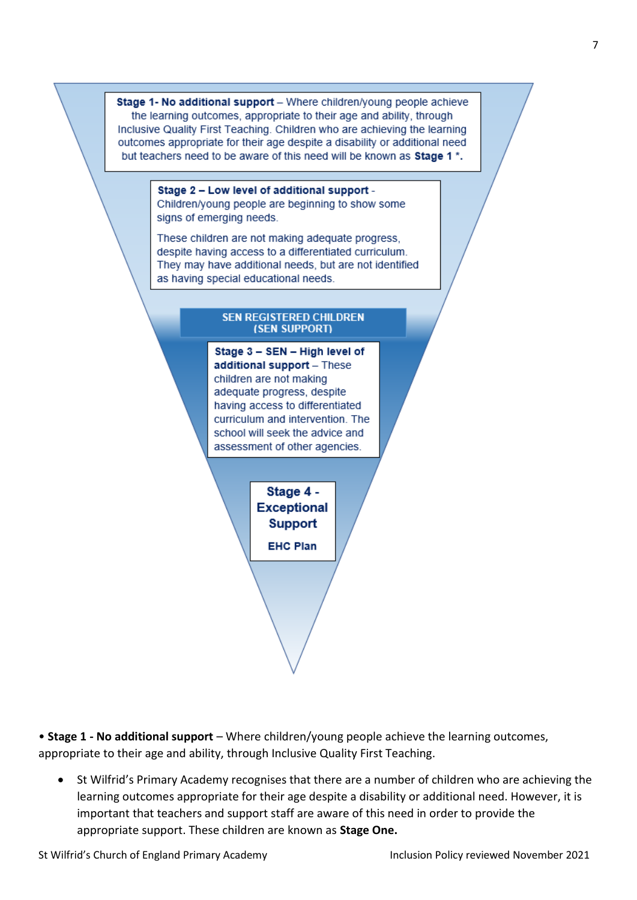**Stage 1- No additional support** – Where children/young people achieve the learning outcomes, appropriate to their age and ability, through Inclusive Quality First Teaching. Children who are achieving the learning outcomes appropriate for their age despite a disability or additional need but teachers need to be aware of this need will be known as **Stage 1 \*.**

**Stage 2 – Low level of additional support** - Children/young people are beginning to show some signs of emerging needs.

These children are not making adequate progress, despite having access to a differentiated curriculum. They may have additional needs, but are not identified as having special educational needs.

**SEN REGISTERED CHILDREN (SEN SUPPORT)**

**Stage 3 – SEN – High level of additional support** – These children are not making adequate progress, despite having access to differentiated curriculum and intervention. The school will seek the advice and assessment of other agencies.

**Stage 4 - Exceptional Support**

**EHC Plan**

• **Stage 1 - No additional support** – Where children/young people achieve the learning outcomes, appropriate to their age and ability, through Inclusive Quality First Teaching.

- St Wilfrid's Primary Academy recognises that there are a number of children who are achieving the learning outcomes appropriate for their age despite a disability or additional need. However, it is important that teachers and support staff are aware of this need in order to provide the appropriate support. These children are known as **Stage One.**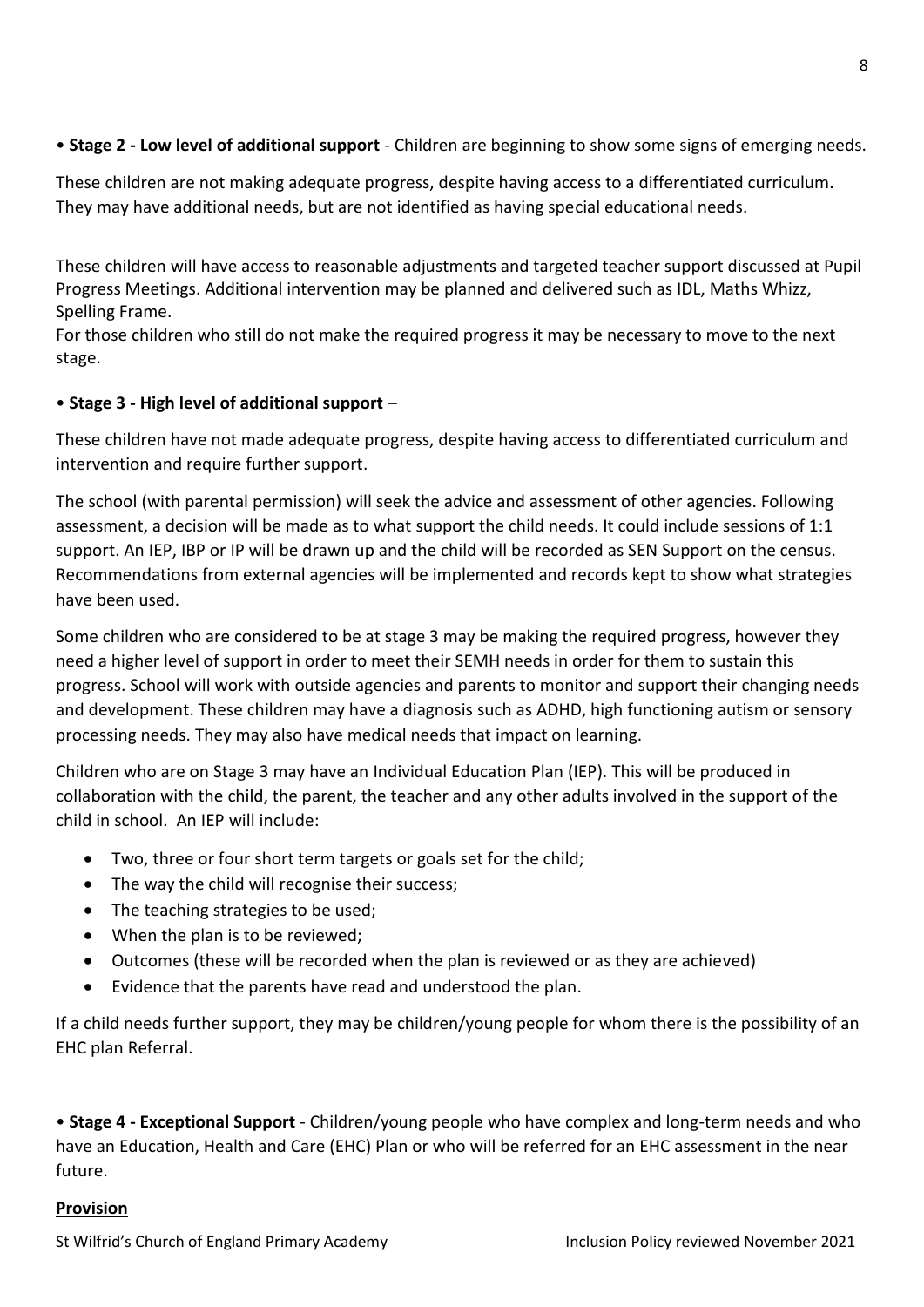• **Stage 2 - Low level of additional support** - Children are beginning to show some signs of emerging needs.

These children are not making adequate progress, despite having access to a differentiated curriculum. They may have additional needs, but are not identified as having special educational needs.

These children will have access to reasonable adjustments and targeted teacher support discussed at Pupil Progress Meetings. Additional intervention may be planned and delivered such as IDL, Maths Whizz, Spelling Frame.
For those children who still do not make the required progress it may be necessary to move to the next stage.

• **Stage 3 - High level of additional support** –

These children have not made adequate progress, despite having access to differentiated curriculum and intervention and require further support.

The school (with parental permission) will seek the advice and assessment of other agencies. Following assessment, a decision will be made as to what support the child needs. It could include sessions of 1:1 support. An IEP, IBP or IP will be drawn up and the child will be recorded as SEN Support on the census. Recommendations from external agencies will be implemented and records kept to show what strategies have been used.

Some children who are considered to be at stage 3 may be making the required progress, however they need a higher level of support in order to meet their SEMH needs in order for them to sustain this progress. School will work with outside agencies and parents to monitor and support their changing needs and development. These children may have a diagnosis such as ADHD, high functioning autism or sensory processing needs. They may also have medical needs that impact on learning.

Children who are on Stage 3 may have an Individual Education Plan (IEP). This will be produced in collaboration with the child, the parent, the teacher and any other adults involved in the support of the child in school. An IEP will include:

- Two, three or four short term targets or goals set for the child;
- The way the child will recognise their success;
- The teaching strategies to be used;
- When the plan is to be reviewed;
- Outcomes (these will be recorded when the plan is reviewed or as they are achieved)
- Evidence that the parents have read and understood the plan.

If a child needs further support, they may be children/young people for whom there is the possibility of an EHC plan Referral.

• **Stage 4 - Exceptional Support** - Children/young people who have complex and long-term needs and who have an Education, Health and Care (EHC) Plan or who will be referred for an EHC assessment in the near future.

**<u>Provision</u>**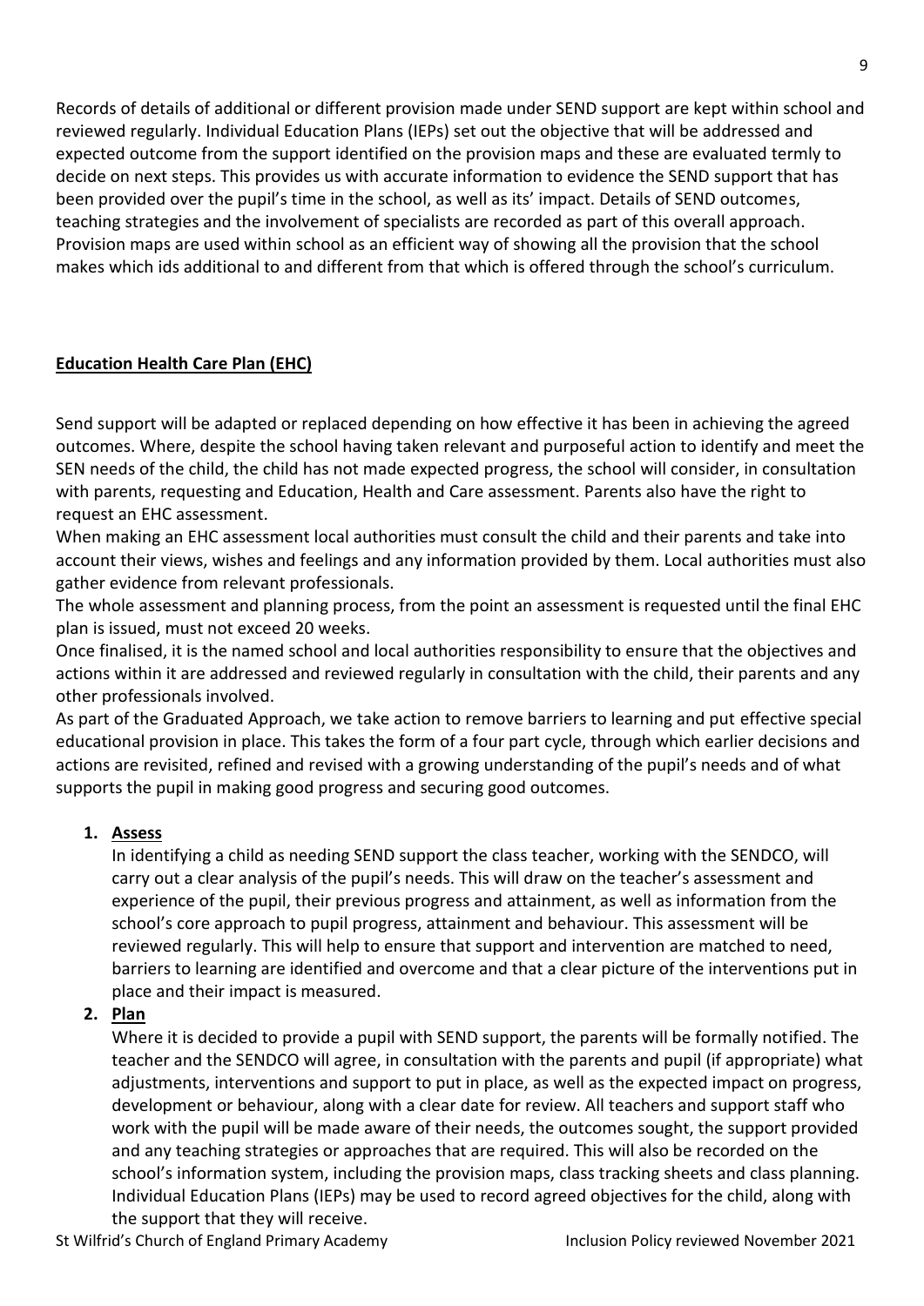Records of details of additional or different provision made under SEND support are kept within school and reviewed regularly. Individual Education Plans (IEPs) set out the objective that will be addressed and expected outcome from the support identified on the provision maps and these are evaluated termly to decide on next steps. This provides us with accurate information to evidence the SEND support that has been provided over the pupil's time in the school, as well as its' impact. Details of SEND outcomes, teaching strategies and the involvement of specialists are recorded as part of this overall approach. Provision maps are used within school as an efficient way of showing all the provision that the school makes which ids additional to and different from that which is offered through the school's curriculum.

**Education Health Care Plan (EHC)**

Send support will be adapted or replaced depending on how effective it has been in achieving the agreed outcomes. Where, despite the school having taken relevant and purposeful action to identify and meet the SEN needs of the child, the child has not made expected progress, the school will consider, in consultation with parents, requesting and Education, Health and Care assessment. Parents also have the right to request an EHC assessment.

When making an EHC assessment local authorities must consult the child and their parents and take into account their views, wishes and feelings and any information provided by them. Local authorities must also gather evidence from relevant professionals.

The whole assessment and planning process, from the point an assessment is requested until the final EHC plan is issued, must not exceed 20 weeks.

Once finalised, it is the named school and local authorities responsibility to ensure that the objectives and actions within it are addressed and reviewed regularly in consultation with the child, their parents and any other professionals involved.

As part of the Graduated Approach, we take action to remove barriers to learning and put effective special educational provision in place. This takes the form of a four part cycle, through which earlier decisions and actions are revisited, refined and revised with a growing understanding of the pupil's needs and of what supports the pupil in making good progress and securing good outcomes.

1. **Assess**
   In identifying a child as needing SEND support the class teacher, working with the SENDCO, will carry out a clear analysis of the pupil's needs. This will draw on the teacher's assessment and experience of the pupil, their previous progress and attainment, as well as information from the school's core approach to pupil progress, attainment and behaviour. This assessment will be reviewed regularly. This will help to ensure that support and intervention are matched to need, barriers to learning are identified and overcome and that a clear picture of the interventions put in place and their impact is measured.
2. **Plan**
   Where it is decided to provide a pupil with SEND support, the parents will be formally notified. The teacher and the SENDCO will agree, in consultation with the parents and pupil (if appropriate) what adjustments, interventions and support to put in place, as well as the expected impact on progress, development or behaviour, along with a clear date for review. All teachers and support staff who work with the pupil will be made aware of their needs, the outcomes sought, the support provided and any teaching strategies or approaches that are required. This will also be recorded on the school's information system, including the provision maps, class tracking sheets and class planning. Individual Education Plans (IEPs) may be used to record agreed objectives for the child, along with the support that they will receive.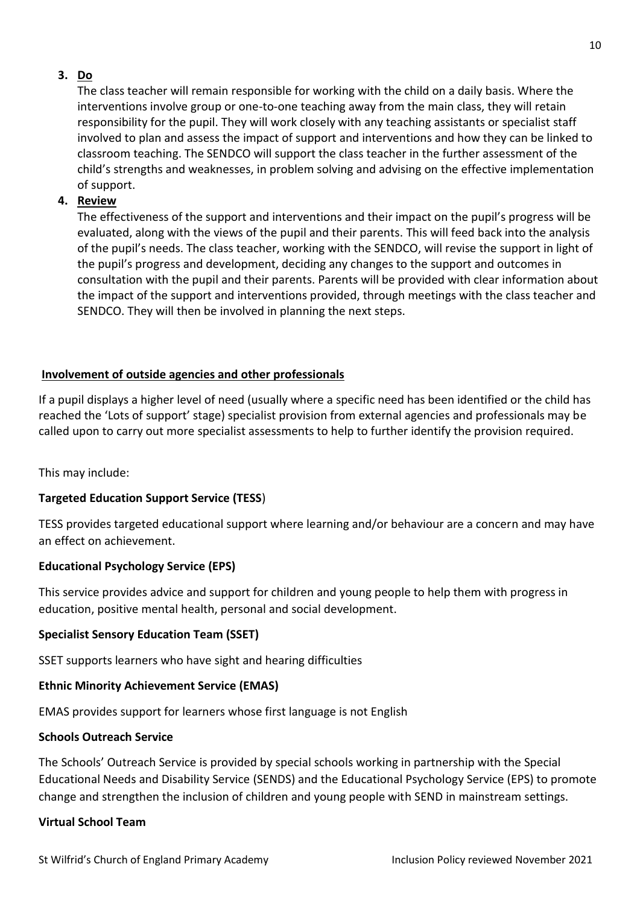3. **<u>Do</u>**

   The class teacher will remain responsible for working with the child on a daily basis. Where the interventions involve group or one-to-one teaching away from the main class, they will retain responsibility for the pupil. They will work closely with any teaching assistants or specialist staff involved to plan and assess the impact of support and interventions and how they can be linked to classroom teaching. The SENDCO will support the class teacher in the further assessment of the child's strengths and weaknesses, in problem solving and advising on the effective implementation of support.

4. **<u>Review</u>**

   The effectiveness of the support and interventions and their impact on the pupil's progress will be evaluated, along with the views of the pupil and their parents. This will feed back into the analysis of the pupil's needs. The class teacher, working with the SENDCO, will revise the support in light of the pupil's progress and development, deciding any changes to the support and outcomes in consultation with the pupil and their parents. Parents will be provided with clear information about the impact of the support and interventions provided, through meetings with the class teacher and SENDCO. They will then be involved in planning the next steps.

**<u>Involvement of outside agencies and other professionals</u>**

If a pupil displays a higher level of need (usually where a specific need has been identified or the child has reached the 'Lots of support' stage) specialist provision from external agencies and professionals may be called upon to carry out more specialist assessments to help to further identify the provision required.

This may include:

**Targeted Education Support Service (TESS**)

TESS provides targeted educational support where learning and/or behaviour are a concern and may have an effect on achievement.

**Educational Psychology Service (EPS)**

This service provides advice and support for children and young people to help them with progress in education, positive mental health, personal and social development.

**Specialist Sensory Education Team (SSET)**

SSET supports learners who have sight and hearing difficulties

**Ethnic Minority Achievement Service (EMAS)**

EMAS provides support for learners whose first language is not English

**Schools Outreach Service**

The Schools' Outreach Service is provided by special schools working in partnership with the Special Educational Needs and Disability Service (SENDS) and the Educational Psychology Service (EPS) to promote change and strengthen the inclusion of children and young people with SEND in mainstream settings.

**Virtual School Team**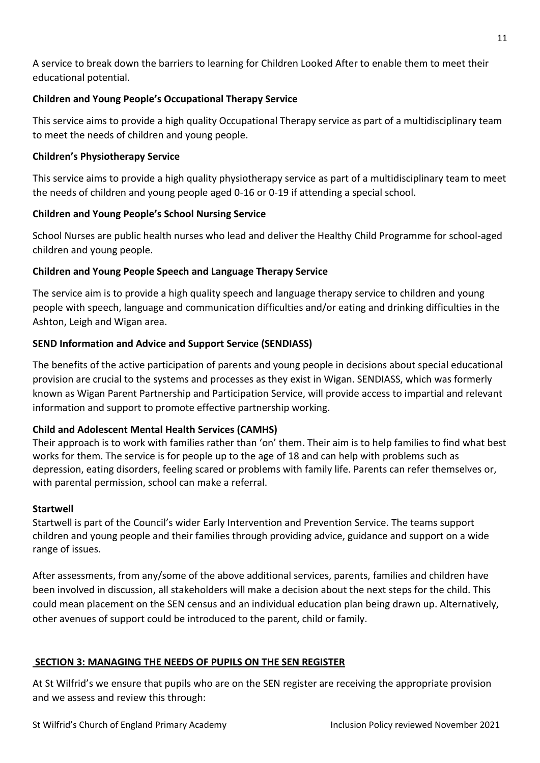A service to break down the barriers to learning for Children Looked After to enable them to meet their educational potential.

**Children and Young People's Occupational Therapy Service**

This service aims to provide a high quality Occupational Therapy service as part of a multidisciplinary team to meet the needs of children and young people.

**Children's Physiotherapy Service**

This service aims to provide a high quality physiotherapy service as part of a multidisciplinary team to meet the needs of children and young people aged 0-16 or 0-19 if attending a special school.

**Children and Young People's School Nursing Service**

School Nurses are public health nurses who lead and deliver the Healthy Child Programme for school-aged children and young people.

**Children and Young People Speech and Language Therapy Service**

The service aim is to provide a high quality speech and language therapy service to children and young people with speech, language and communication difficulties and/or eating and drinking difficulties in the Ashton, Leigh and Wigan area.

**SEND Information and Advice and Support Service (SENDIASS)**

The benefits of the active participation of parents and young people in decisions about special educational provision are crucial to the systems and processes as they exist in Wigan. SENDIASS, which was formerly known as Wigan Parent Partnership and Participation Service, will provide access to impartial and relevant information and support to promote effective partnership working.

**Child and Adolescent Mental Health Services (CAMHS)**

Their approach is to work with families rather than 'on' them. Their aim is to help families to find what best works for them. The service is for people up to the age of 18 and can help with problems such as depression, eating disorders, feeling scared or problems with family life. Parents can refer themselves or, with parental permission, school can make a referral.

**Startwell**

Startwell is part of the Council's wider Early Intervention and Prevention Service. The teams support children and young people and their families through providing advice, guidance and support on a wide range of issues.

After assessments, from any/some of the above additional services, parents, families and children have been involved in discussion, all stakeholders will make a decision about the next steps for the child. This could mean placement on the SEN census and an individual education plan being drawn up. Alternatively, other avenues of support could be introduced to the parent, child or family.

## SECTION 3: MANAGING THE NEEDS OF PUPILS ON THE SEN REGISTER

At St Wilfrid's we ensure that pupils who are on the SEN register are receiving the appropriate provision and we assess and review this through: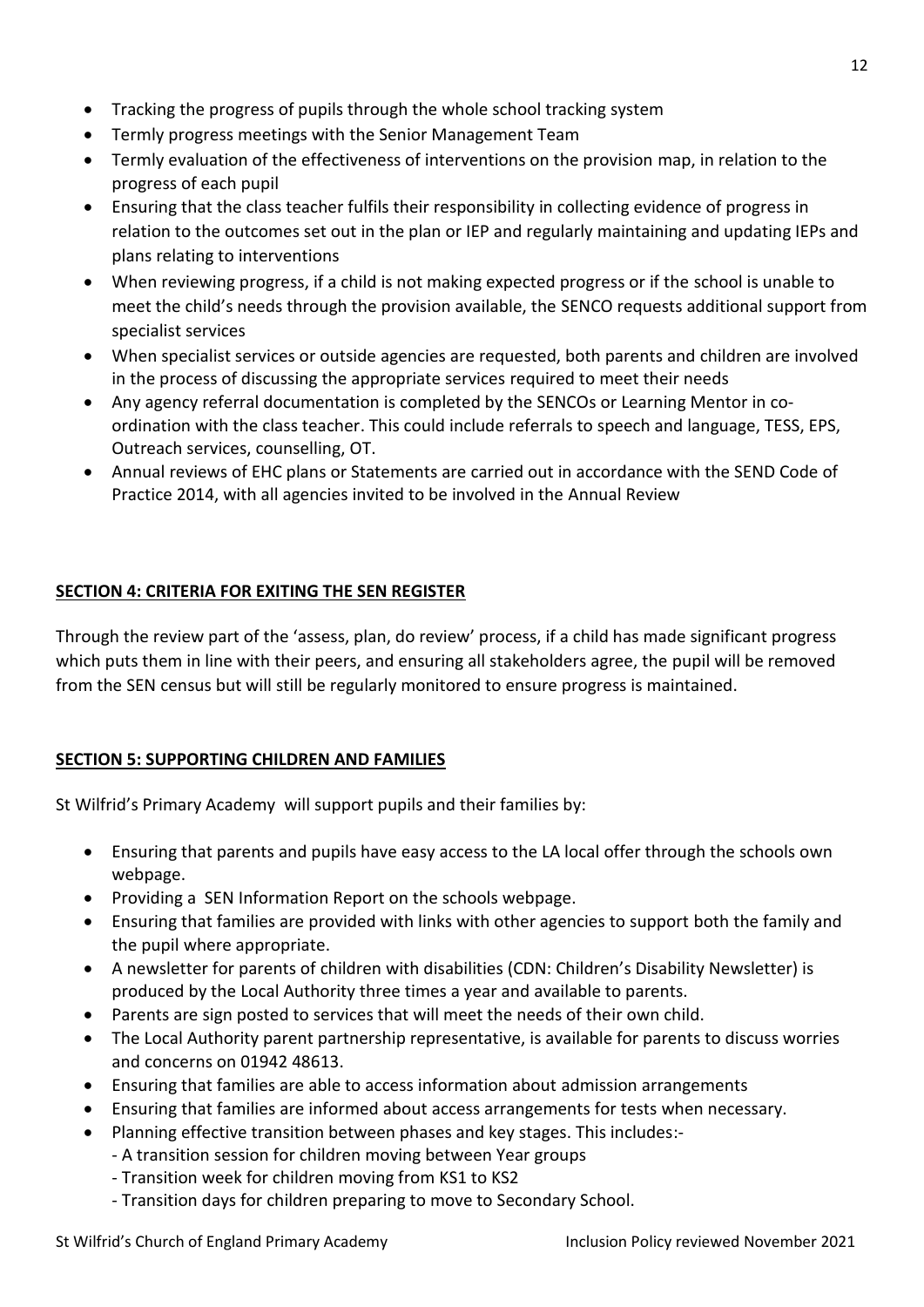- Tracking the progress of pupils through the whole school tracking system
- Termly progress meetings with the Senior Management Team
- Termly evaluation of the effectiveness of interventions on the provision map, in relation to the progress of each pupil
- Ensuring that the class teacher fulfils their responsibility in collecting evidence of progress in relation to the outcomes set out in the plan or IEP and regularly maintaining and updating IEPs and plans relating to interventions
- When reviewing progress, if a child is not making expected progress or if the school is unable to meet the child's needs through the provision available, the SENCO requests additional support from specialist services
- When specialist services or outside agencies are requested, both parents and children are involved in the process of discussing the appropriate services required to meet their needs
- Any agency referral documentation is completed by the SENCOs or Learning Mentor in co-ordination with the class teacher. This could include referrals to speech and language, TESS, EPS, Outreach services, counselling, OT.
- Annual reviews of EHC plans or Statements are carried out in accordance with the SEND Code of Practice 2014, with all agencies invited to be involved in the Annual Review

## SECTION 4: CRITERIA FOR EXITING THE SEN REGISTER

Through the review part of the 'assess, plan, do review' process, if a child has made significant progress which puts them in line with their peers, and ensuring all stakeholders agree, the pupil will be removed from the SEN census but will still be regularly monitored to ensure progress is maintained.

## SECTION 5: SUPPORTING CHILDREN AND FAMILIES

St Wilfrid's Primary Academy will support pupils and their families by:

- Ensuring that parents and pupils have easy access to the LA local offer through the schools own webpage.
- Providing a SEN Information Report on the schools webpage.
- Ensuring that families are provided with links with other agencies to support both the family and the pupil where appropriate.
- A newsletter for parents of children with disabilities (CDN: Children's Disability Newsletter) is produced by the Local Authority three times a year and available to parents.
- Parents are sign posted to services that will meet the needs of their own child.
- The Local Authority parent partnership representative, is available for parents to discuss worries and concerns on 01942 48613.
- Ensuring that families are able to access information about admission arrangements
- Ensuring that families are informed about access arrangements for tests when necessary.
- Planning effective transition between phases and key stages. This includes:-
  - A transition session for children moving between Year groups
  - Transition week for children moving from KS1 to KS2
  - Transition days for children preparing to move to Secondary School.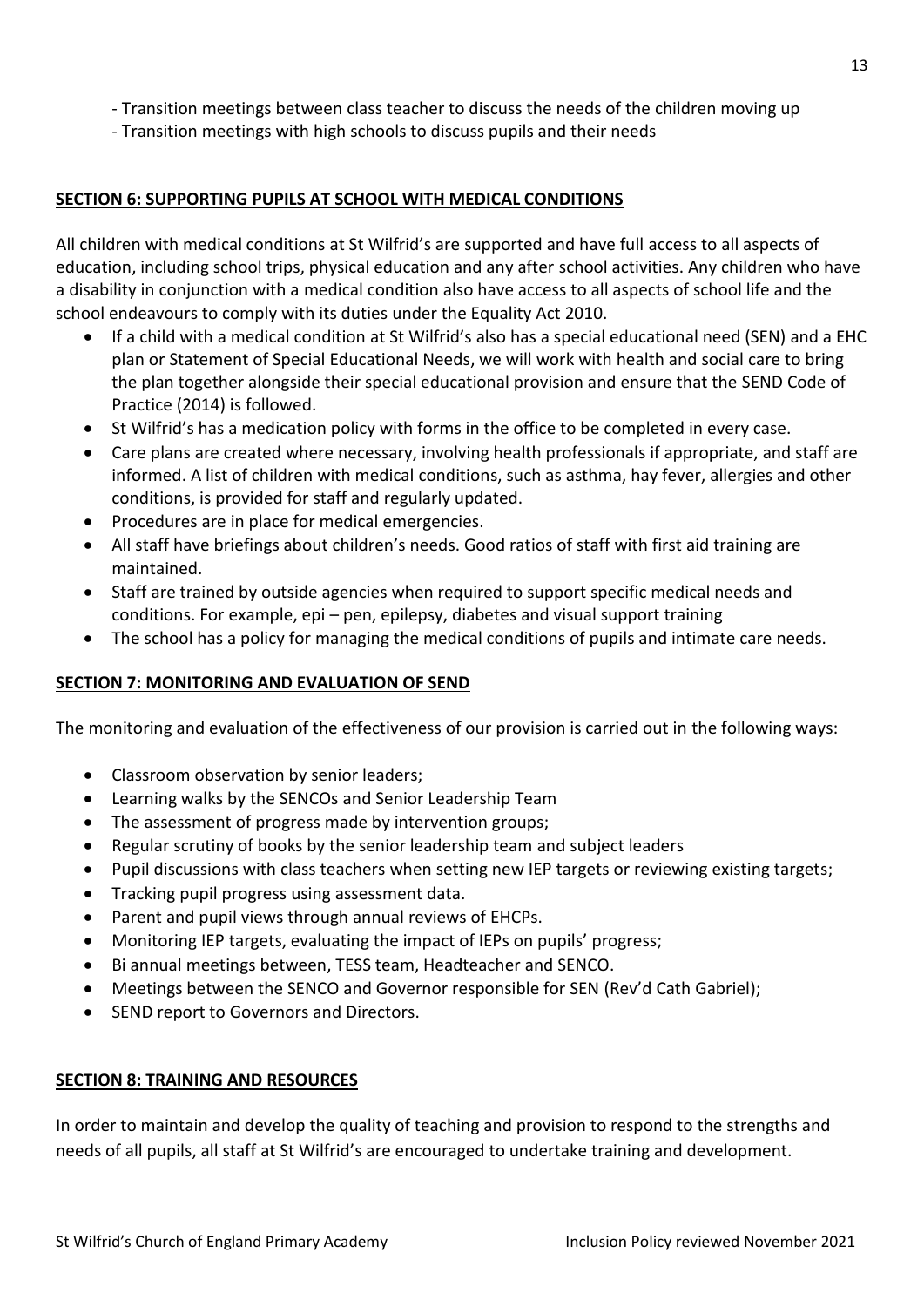- Transition meetings between class teacher to discuss the needs of the children moving up
- Transition meetings with high schools to discuss pupils and their needs

## SECTION 6: SUPPORTING PUPILS AT SCHOOL WITH MEDICAL CONDITIONS

All children with medical conditions at St Wilfrid's are supported and have full access to all aspects of education, including school trips, physical education and any after school activities. Any children who have a disability in conjunction with a medical condition also have access to all aspects of school life and the school endeavours to comply with its duties under the Equality Act 2010.

- If a child with a medical condition at St Wilfrid's also has a special educational need (SEN) and a EHC plan or Statement of Special Educational Needs, we will work with health and social care to bring the plan together alongside their special educational provision and ensure that the SEND Code of Practice (2014) is followed.
- St Wilfrid's has a medication policy with forms in the office to be completed in every case.
- Care plans are created where necessary, involving health professionals if appropriate, and staff are informed. A list of children with medical conditions, such as asthma, hay fever, allergies and other conditions, is provided for staff and regularly updated.
- Procedures are in place for medical emergencies.
- All staff have briefings about children's needs. Good ratios of staff with first aid training are maintained.
- Staff are trained by outside agencies when required to support specific medical needs and conditions. For example, epi – pen, epilepsy, diabetes and visual support training
- The school has a policy for managing the medical conditions of pupils and intimate care needs.

## SECTION 7: MONITORING AND EVALUATION OF SEND

The monitoring and evaluation of the effectiveness of our provision is carried out in the following ways:

- Classroom observation by senior leaders;
- Learning walks by the SENCOs and Senior Leadership Team
- The assessment of progress made by intervention groups;
- Regular scrutiny of books by the senior leadership team and subject leaders
- Pupil discussions with class teachers when setting new IEP targets or reviewing existing targets;
- Tracking pupil progress using assessment data.
- Parent and pupil views through annual reviews of EHCPs.
- Monitoring IEP targets, evaluating the impact of IEPs on pupils' progress;
- Bi annual meetings between, TESS team, Headteacher and SENCO.
- Meetings between the SENCO and Governor responsible for SEN (Rev'd Cath Gabriel);
- SEND report to Governors and Directors.

## SECTION 8: TRAINING AND RESOURCES

In order to maintain and develop the quality of teaching and provision to respond to the strengths and needs of all pupils, all staff at St Wilfrid's are encouraged to undertake training and development.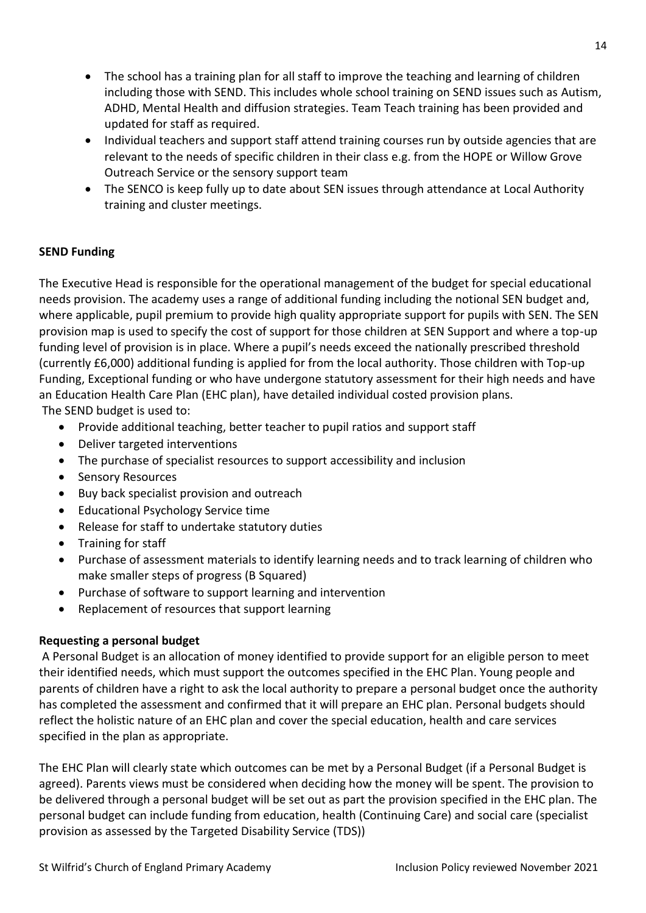- The school has a training plan for all staff to improve the teaching and learning of children including those with SEND. This includes whole school training on SEND issues such as Autism, ADHD, Mental Health and diffusion strategies. Team Teach training has been provided and updated for staff as required.
- Individual teachers and support staff attend training courses run by outside agencies that are relevant to the needs of specific children in their class e.g. from the HOPE or Willow Grove Outreach Service or the sensory support team
- The SENCO is keep fully up to date about SEN issues through attendance at Local Authority training and cluster meetings.

**SEND Funding**

The Executive Head is responsible for the operational management of the budget for special educational needs provision. The academy uses a range of additional funding including the notional SEN budget and, where applicable, pupil premium to provide high quality appropriate support for pupils with SEN. The SEN provision map is used to specify the cost of support for those children at SEN Support and where a top-up funding level of provision is in place. Where a pupil's needs exceed the nationally prescribed threshold (currently £6,000) additional funding is applied for from the local authority. Those children with Top-up Funding, Exceptional funding or who have undergone statutory assessment for their high needs and have an Education Health Care Plan (EHC plan), have detailed individual costed provision plans.

The SEND budget is used to:

- Provide additional teaching, better teacher to pupil ratios and support staff
- Deliver targeted interventions
- The purchase of specialist resources to support accessibility and inclusion
- Sensory Resources
- Buy back specialist provision and outreach
- Educational Psychology Service time
- Release for staff to undertake statutory duties
- Training for staff
- Purchase of assessment materials to identify learning needs and to track learning of children who make smaller steps of progress (B Squared)
- Purchase of software to support learning and intervention
- Replacement of resources that support learning

**Requesting a personal budget**

A Personal Budget is an allocation of money identified to provide support for an eligible person to meet their identified needs, which must support the outcomes specified in the EHC Plan. Young people and parents of children have a right to ask the local authority to prepare a personal budget once the authority has completed the assessment and confirmed that it will prepare an EHC plan. Personal budgets should reflect the holistic nature of an EHC plan and cover the special education, health and care services specified in the plan as appropriate.

The EHC Plan will clearly state which outcomes can be met by a Personal Budget (if a Personal Budget is agreed). Parents views must be considered when deciding how the money will be spent. The provision to be delivered through a personal budget will be set out as part the provision specified in the EHC plan. The personal budget can include funding from education, health (Continuing Care) and social care (specialist provision as assessed by the Targeted Disability Service (TDS))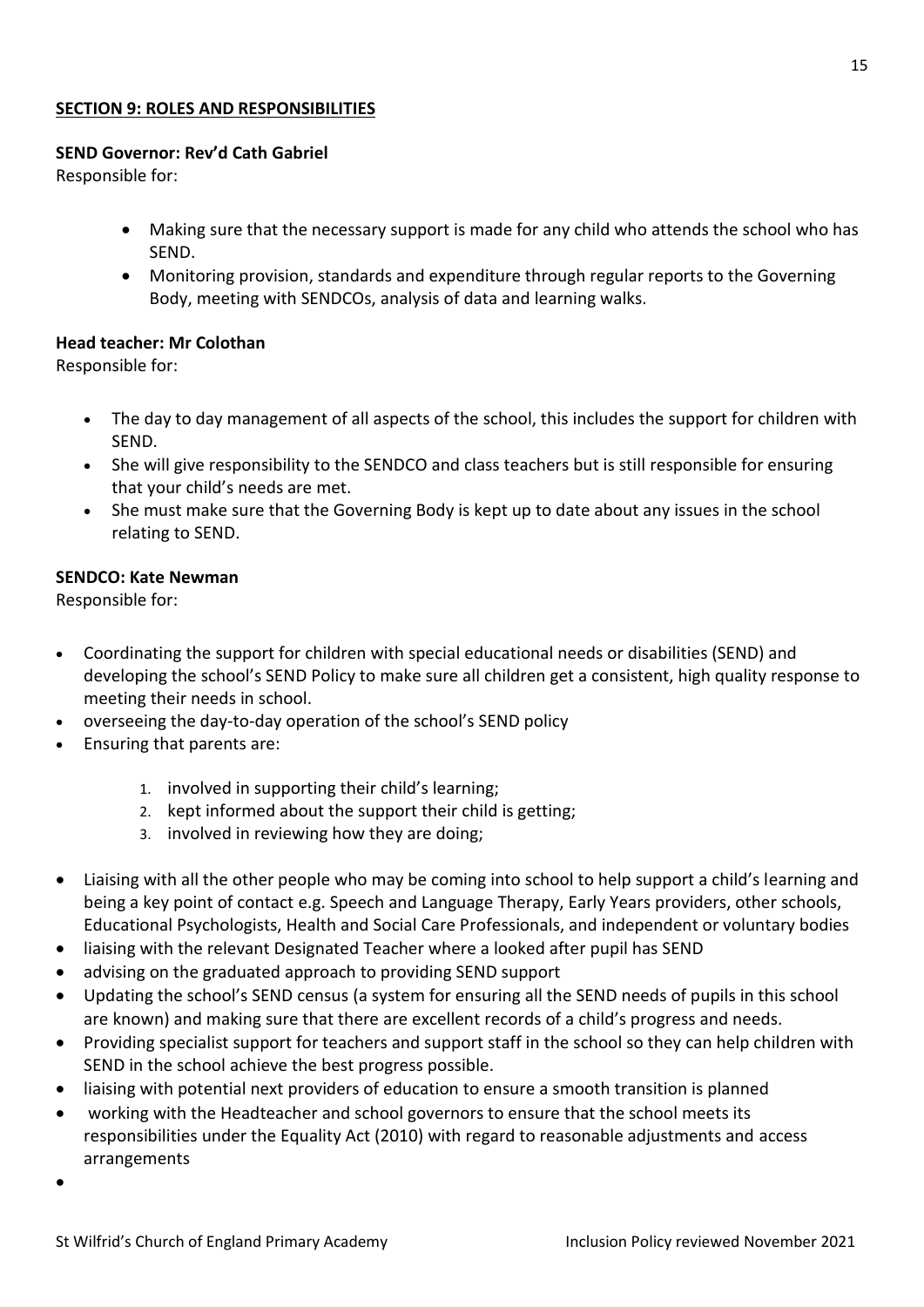**SECTION 9: ROLES AND RESPONSIBILITIES**

**SEND Governor: Rev'd Cath Gabriel**

Responsible for:

- Making sure that the necessary support is made for any child who attends the school who has SEND.
- Monitoring provision, standards and expenditure through regular reports to the Governing Body, meeting with SENDCOs, analysis of data and learning walks.

**Head teacher: Mr Colothan**

Responsible for:

- The day to day management of all aspects of the school, this includes the support for children with SEND.
- She will give responsibility to the SENDCO and class teachers but is still responsible for ensuring that your child's needs are met.
- She must make sure that the Governing Body is kept up to date about any issues in the school relating to SEND.

**SENDCO: Kate Newman**

Responsible for:

- Coordinating the support for children with special educational needs or disabilities (SEND) and developing the school's SEND Policy to make sure all children get a consistent, high quality response to meeting their needs in school.
- overseeing the day-to-day operation of the school's SEND policy
- Ensuring that parents are:
    1. involved in supporting their child's learning;
    2. kept informed about the support their child is getting;
    3. involved in reviewing how they are doing;
- Liaising with all the other people who may be coming into school to help support a child's learning and being a key point of contact e.g. Speech and Language Therapy, Early Years providers, other schools, Educational Psychologists, Health and Social Care Professionals, and independent or voluntary bodies
- liaising with the relevant Designated Teacher where a looked after pupil has SEND
- advising on the graduated approach to providing SEND support
- Updating the school's SEND census (a system for ensuring all the SEND needs of pupils in this school are known) and making sure that there are excellent records of a child's progress and needs.
- Providing specialist support for teachers and support staff in the school so they can help children with SEND in the school achieve the best progress possible.
- liaising with potential next providers of education to ensure a smooth transition is planned
- working with the Headteacher and school governors to ensure that the school meets its responsibilities under the Equality Act (2010) with regard to reasonable adjustments and access arrangements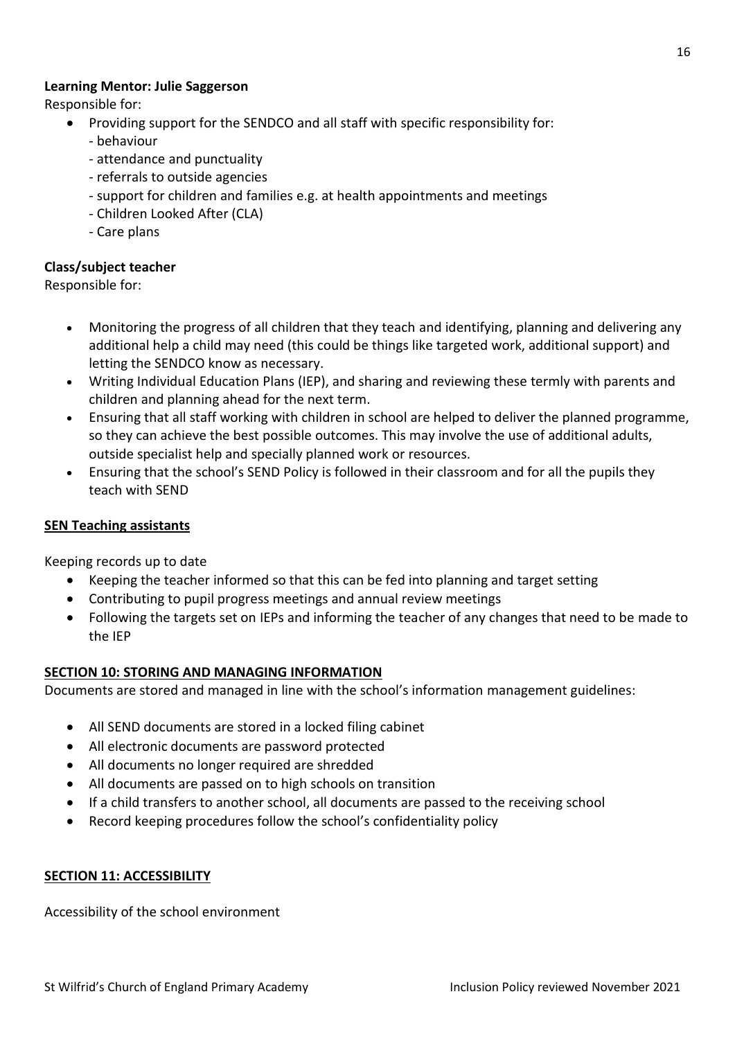**Learning Mentor: Julie Saggerson**

Responsible for:

- Providing support for the SENDCO and all staff with specific responsibility for:
  - behaviour
  - attendance and punctuality
  - referrals to outside agencies
  - support for children and families e.g. at health appointments and meetings
  - Children Looked After (CLA)
  - Care plans

**Class/subject teacher**

Responsible for:

- Monitoring the progress of all children that they teach and identifying, planning and delivering any additional help a child may need (this could be things like targeted work, additional support) and letting the SENDCO know as necessary.
- Writing Individual Education Plans (IEP), and sharing and reviewing these termly with parents and children and planning ahead for the next term.
- Ensuring that all staff working with children in school are helped to deliver the planned programme, so they can achieve the best possible outcomes. This may involve the use of additional adults, outside specialist help and specially planned work or resources.
- Ensuring that the school's SEND Policy is followed in their classroom and for all the pupils they teach with SEND

**SEN Teaching assistants**

Keeping records up to date

- Keeping the teacher informed so that this can be fed into planning and target setting
- Contributing to pupil progress meetings and annual review meetings
- Following the targets set on IEPs and informing the teacher of any changes that need to be made to the IEP

## SECTION 10: STORING AND MANAGING INFORMATION

Documents are stored and managed in line with the school's information management guidelines:

- All SEND documents are stored in a locked filing cabinet
- All electronic documents are password protected
- All documents no longer required are shredded
- All documents are passed on to high schools on transition
- If a child transfers to another school, all documents are passed to the receiving school
- Record keeping procedures follow the school's confidentiality policy

## SECTION 11: ACCESSIBILITY

Accessibility of the school environment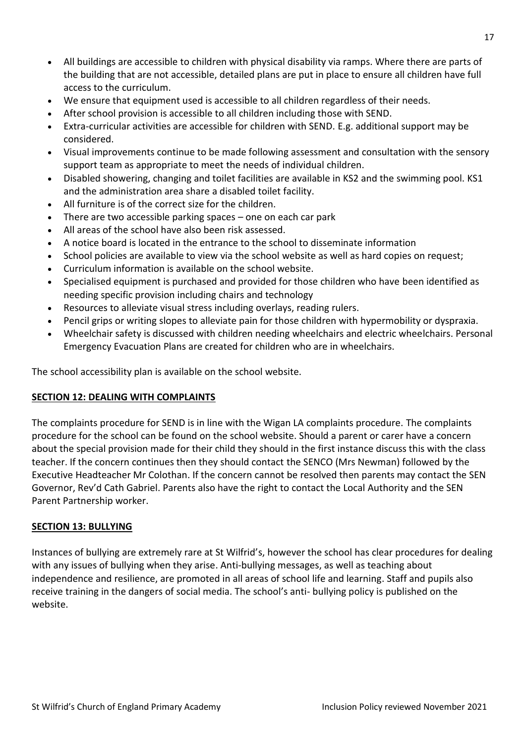- All buildings are accessible to children with physical disability via ramps. Where there are parts of the building that are not accessible, detailed plans are put in place to ensure all children have full access to the curriculum.
- We ensure that equipment used is accessible to all children regardless of their needs.
- After school provision is accessible to all children including those with SEND.
- Extra-curricular activities are accessible for children with SEND. E.g. additional support may be considered.
- Visual improvements continue to be made following assessment and consultation with the sensory support team as appropriate to meet the needs of individual children.
- Disabled showering, changing and toilet facilities are available in KS2 and the swimming pool. KS1 and the administration area share a disabled toilet facility.
- All furniture is of the correct size for the children.
- There are two accessible parking spaces – one on each car park
- All areas of the school have also been risk assessed.
- A notice board is located in the entrance to the school to disseminate information
- School policies are available to view via the school website as well as hard copies on request;
- Curriculum information is available on the school website.
- Specialised equipment is purchased and provided for those children who have been identified as needing specific provision including chairs and technology
- Resources to alleviate visual stress including overlays, reading rulers.
- Pencil grips or writing slopes to alleviate pain for those children with hypermobility or dyspraxia.
- Wheelchair safety is discussed with children needing wheelchairs and electric wheelchairs. Personal Emergency Evacuation Plans are created for children who are in wheelchairs.

The school accessibility plan is available on the school website.

## **SECTION 12: DEALING WITH COMPLAINTS**

The complaints procedure for SEND is in line with the Wigan LA complaints procedure. The complaints procedure for the school can be found on the school website. Should a parent or carer have a concern about the special provision made for their child they should in the first instance discuss this with the class teacher. If the concern continues then they should contact the SENCO (Mrs Newman) followed by the Executive Headteacher Mr Colothan. If the concern cannot be resolved then parents may contact the SEN Governor, Rev'd Cath Gabriel. Parents also have the right to contact the Local Authority and the SEN Parent Partnership worker.

## **SECTION 13: BULLYING**

Instances of bullying are extremely rare at St Wilfrid's, however the school has clear procedures for dealing with any issues of bullying when they arise. Anti-bullying messages, as well as teaching about independence and resilience, are promoted in all areas of school life and learning. Staff and pupils also receive training in the dangers of social media. The school's anti- bullying policy is published on the website.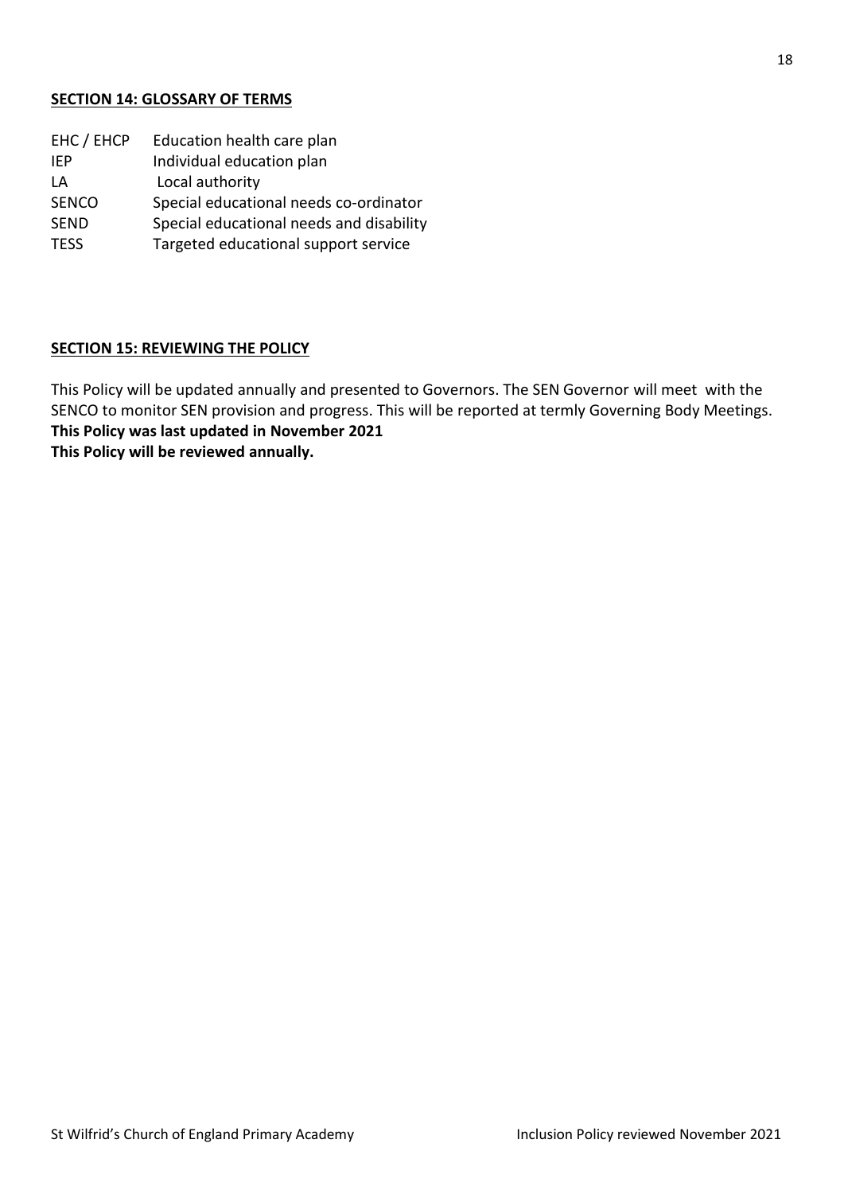## SECTION 14: GLOSSARY OF TERMS

| | |
|---|---|
| EHC / EHCP | Education health care plan |
| IEP | Individual education plan |
| LA | Local authority |
| SENCO | Special educational needs co-ordinator |
| SEND | Special educational needs and disability |
| TESS | Targeted educational support service |

## SECTION 15: REVIEWING THE POLICY

This Policy will be updated annually and presented to Governors. The SEN Governor will meet with the SENCO to monitor SEN provision and progress. This will be reported at termly Governing Body Meetings.
**This Policy was last updated in November 2021**
**This Policy will be reviewed annually.**